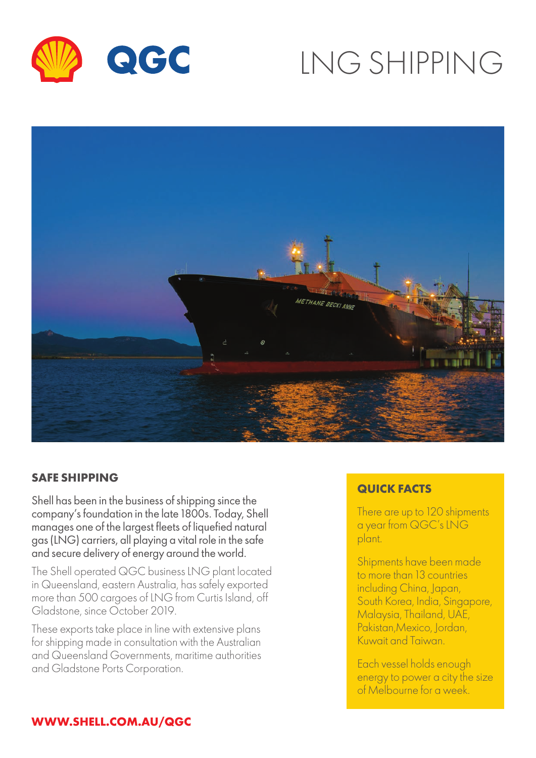# LNG SHIPPING

QGC

## SAFE SHIPPING

Shell has been in the business of shipping since the company's foundation in the late 1800s. Today, Shell manages one of the largest fleets of liquefied natural gas (LNG) carriers, all playing a vital role in the safe and secure delivery of energy around the world.

The Shell operated QGC business LNG plant located in Queensland, eastern Australia, has safely exported more than 500 cargoes of LNG from Curtis Island, off Gladstone, since October 2019.

These exports take place in line with extensive plans for shipping made in consultation with the Australian and Queensland Governments, maritime authorities and Gladstone Ports Corporation.

### QUICK FACTS

There are up to 120 shipments a year from QGC's LNG plant.

Shipments have been made to more than 13 countries including China, Japan, South Korea, India, Singapore, Malaysia, Thailand, UAE, Pakistan,Mexico, Jordan, Kuwait and Taiwan.

Each vessel holds enough energy to power a city the size of Melbourne for a week.

**WWW.SHELL.COM.AU/QGC**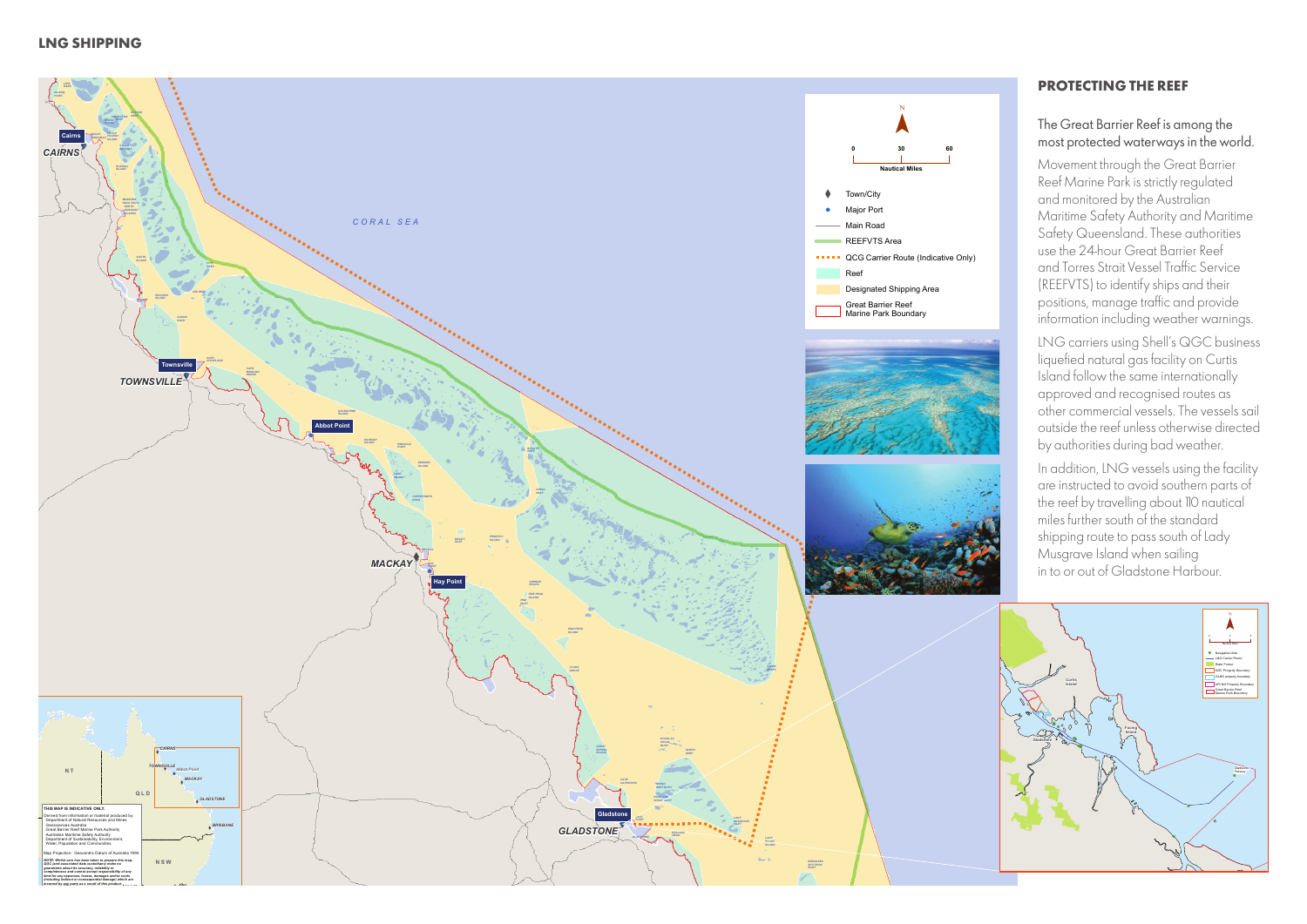## LNG SHIPPING

## PROTECTING THE REEF

The Great Barrier Reef is among the most protected waterways in the world.

Movement through the Great Barrier Reef Marine Park is strictly regulated and monitored by the Australian Maritime Safety Authority and Maritime Safety Queensland. These authorities use the 24-hour Great Barrier Reef and Torres Strait Vessel Traffic Service (REEFVTS) to identify ships and their positions, manage traffic and provide information including weather warnings.

LNG carriers using Shell's QGC business liquefied natural gas facility on Curtis Island follow the same internationally approved and recognised routes as other commercial vessels. The vessels sail outside the reef unless otherwise directed by authorities during bad weather.

In addition, LNG vessels using the facility are instructed to avoid southern parts of the reef by travelling about 110 nautical miles further south of the standard shipping route to pass south of Lady Musgrave Island when sailing in to or out of Gladstone Harbour.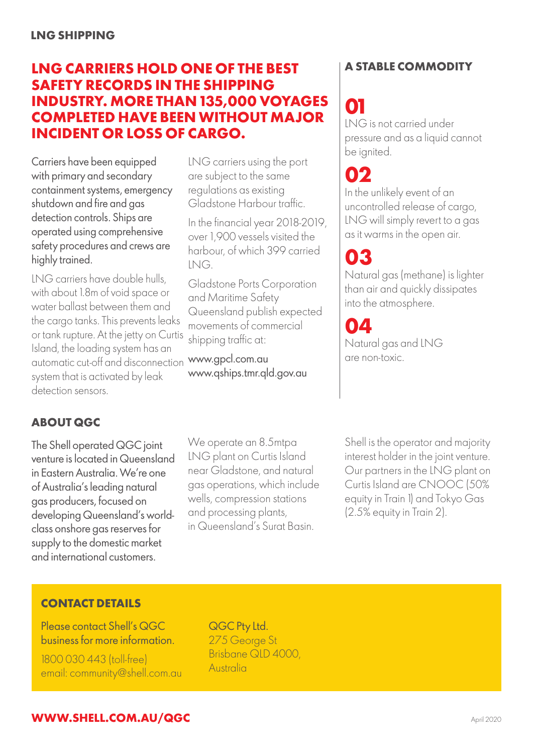## LNG SHIPPING

### LNG CARRIERS HOLD ONE OF THE BEST SAFETY RECORDS IN THE SHIPPING INDUSTRY. MORE THAN 135,000 VOYAGES COMPLETED HAVE BEEN WITHOUT MAJOR INCIDENT OR LOSS OF CARGO.

Carriers have been equipped with primary and secondary containment systems, emergency shutdown and fire and gas detection controls. Ships are operated using comprehensive safety procedures and crews are highly trained.

LNG carriers have double hulls, with about 1.8m of void space or water ballast between them and the cargo tanks. This prevents leaks or tank rupture. At the jetty on Curtis Island, the loading system has an automatic cut-off and disconnection system that is activated by leak detection sensors.

LNG carriers using the port are subject to the same regulations as existing Gladstone Harbour traffic.

In the financial year 2018-2019, over 1,900 vessels visited the harbour, of which 399 carried LNG.

Gladstone Ports Corporation and Maritime Safety Queensland publish expected movements of commercial shipping traffic at:

www.gpcl.com.au
www.qships.tmr.qld.gov.au

## A STABLE COMMODITY

**01**
LNG is not carried under pressure and as a liquid cannot be ignited.

**02**
In the unlikely event of an uncontrolled release of cargo, LNG will simply revert to a gas as it warms in the open air.

**03**
Natural gas (methane) is lighter than air and quickly dissipates into the atmosphere.

**04**
Natural gas and LNG are non-toxic.

## ABOUT QGC

The Shell operated QGC joint venture is located in Queensland in Eastern Australia. We're one of Australia's leading natural gas producers, focused on developing Queensland's world-class onshore gas reserves for supply to the domestic market and international customers.

We operate an 8.5mtpa LNG plant on Curtis Island near Gladstone, and natural gas operations, which include wells, compression stations and processing plants, in Queensland's Surat Basin.

Shell is the operator and majority interest holder in the joint venture. Our partners in the LNG plant on Curtis Island are CNOOC (50% equity in Train 1) and Tokyo Gas (2.5% equity in Train 2).

## CONTACT DETAILS

Please contact Shell's QGC business for more information.

1800 030 443 (toll-free)
email: community@shell.com.au

QGC Pty Ltd.
275 George St
Brisbane QLD 4000,
Australia

**WWW.SHELL.COM.AU/QGC**

April 2020